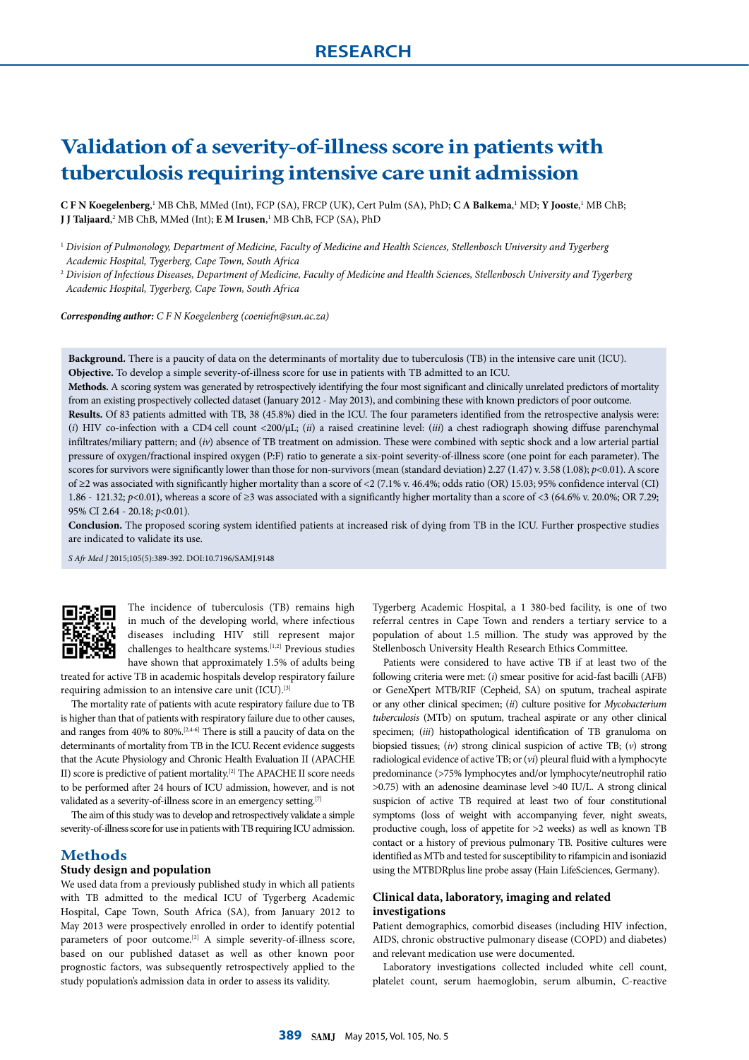RESEARCH

# Validation of a severity-of-illness score in patients with tuberculosis requiring intensive care unit admission

**C F N Koegelenberg**,[1] MB ChB, MMed (Int), FCP (SA), FRCP (UK), Cert Pulm (SA), PhD; **C A Balkema**,[1] MD; **Y Jooste**,[1] MB ChB; **J J Taljaard**,[2] MB ChB, MMed (Int); **E M Irusen**,[1] MB ChB, FCP (SA), PhD

[1] *Division of Pulmonology, Department of Medicine, Faculty of Medicine and Health Sciences, Stellenbosch University and Tygerberg Academic Hospital, Tygerberg, Cape Town, South Africa*

[2] *Division of Infectious Diseases, Department of Medicine, Faculty of Medicine and Health Sciences, Stellenbosch University and Tygerberg Academic Hospital, Tygerberg, Cape Town, South Africa*

***Corresponding author:** C F N Koegelenberg (coeniefn@sun.ac.za)*

**Background.** There is a paucity of data on the determinants of mortality due to tuberculosis (TB) in the intensive care unit (ICU).
**Objective.** To develop a simple severity-of-illness score for use in patients with TB admitted to an ICU.
**Methods.** A scoring system was generated by retrospectively identifying the four most significant and clinically unrelated predictors of mortality from an existing prospectively collected dataset (January 2012 - May 2013), and combining these with known predictors of poor outcome.
**Results.** Of 83 patients admitted with TB, 38 (45.8%) died in the ICU. The four parameters identified from the retrospective analysis were: (*i*) HIV co-infection with a CD4 cell count <200/µL; (*ii*) a raised creatinine level: (*iii*) a chest radiograph showing diffuse parenchymal infiltrates/miliary pattern; and (*iv*) absence of TB treatment on admission. These were combined with septic shock and a low arterial partial pressure of oxygen/fractional inspired oxygen (P:F) ratio to generate a six-point severity-of-illness score (one point for each parameter). The scores for survivors were significantly lower than those for non-survivors (mean (standard deviation) 2.27 (1.47) v. 3.58 (1.08); $p<0.01$). A score of ≥2 was associated with significantly higher mortality than a score of <2 (7.1% v. 46.4%; odds ratio (OR) 15.03; 95% confidence interval (CI) 1.86 - 121.32; $p<0.01$), whereas a score of ≥3 was associated with a significantly higher mortality than a score of <3 (64.6% v. 20.0%; OR 7.29; 95% CI 2.64 - 20.18; $p<0.01$).
**Conclusion.** The proposed scoring system identified patients at increased risk of dying from TB in the ICU. Further prospective studies are indicated to validate its use.

*S Afr Med J* 2015;105(5):389-392. DOI:10.7196/SAMJ.9148

The incidence of tuberculosis (TB) remains high in much of the developing world, where infectious diseases including HIV still represent major challenges to healthcare systems.[1,2] Previous studies have shown that approximately 1.5% of adults being treated for active TB in academic hospitals develop respiratory failure requiring admission to an intensive care unit (ICU).[3]

The mortality rate of patients with acute respiratory failure due to TB is higher than that of patients with respiratory failure due to other causes, and ranges from 40% to 80%.[2,4-6] There is still a paucity of data on the determinants of mortality from TB in the ICU. Recent evidence suggests that the Acute Physiology and Chronic Health Evaluation II (APACHE II) score is predictive of patient mortality.[2] The APACHE II score needs to be performed after 24 hours of ICU admission, however, and is not validated as a severity-of-illness score in an emergency setting.[7]

The aim of this study was to develop and retrospectively validate a simple severity-of-illness score for use in patients with TB requiring ICU admission.

## Methods

### Study design and population

We used data from a previously published study in which all patients with TB admitted to the medical ICU of Tygerberg Academic Hospital, Cape Town, South Africa (SA), from January 2012 to May 2013 were prospectively enrolled in order to identify potential parameters of poor outcome.[2] A simple severity-of-illness score, based on our published dataset as well as other known poor prognostic factors, was subsequently retrospectively applied to the study population's admission data in order to assess its validity.

Tygerberg Academic Hospital, a 1 380-bed facility, is one of two referral centres in Cape Town and renders a tertiary service to a population of about 1.5 million. The study was approved by the Stellenbosch University Health Research Ethics Committee.

Patients were considered to have active TB if at least two of the following criteria were met: (*i*) smear positive for acid-fast bacilli (AFB) or GeneXpert MTB/RIF (Cepheid, SA) on sputum, tracheal aspirate or any other clinical specimen; (*ii*) culture positive for *Mycobacterium tuberculosis* (MTb) on sputum, tracheal aspirate or any other clinical specimen; (*iii*) histopathological identification of TB granuloma on biopsied tissues; (*iv*) strong clinical suspicion of active TB; (*v*) strong radiological evidence of active TB; or (*vi*) pleural fluid with a lymphocyte predominance (>75% lymphocytes and/or lymphocyte/neutrophil ratio >0.75) with an adenosine deaminase level >40 IU/L. A strong clinical suspicion of active TB required at least two of four constitutional symptoms (loss of weight with accompanying fever, night sweats, productive cough, loss of appetite for >2 weeks) as well as known TB contact or a history of previous pulmonary TB. Positive cultures were identified as MTb and tested for susceptibility to rifampicin and isoniazid using the MTBDRplus line probe assay (Hain LifeSciences, Germany).

### Clinical data, laboratory, imaging and related investigations

Patient demographics, comorbid diseases (including HIV infection, AIDS, chronic obstructive pulmonary disease (COPD) and diabetes) and relevant medication use were documented.

Laboratory investigations collected included white cell count, platelet count, serum haemoglobin, serum albumin, C-reactive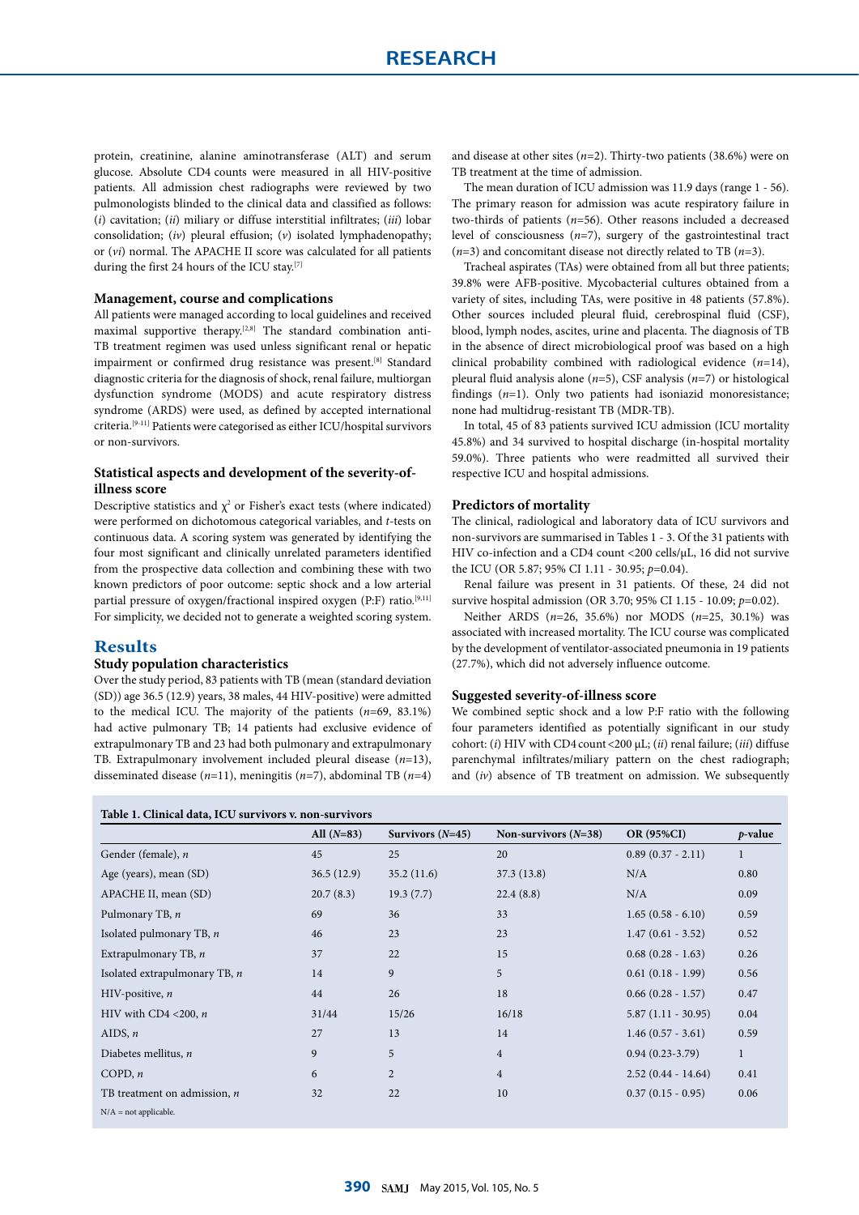protein, creatinine, alanine aminotransferase (ALT) and serum glucose. Absolute CD4 counts were measured in all HIV-positive patients. All admission chest radiographs were reviewed by two pulmonologists blinded to the clinical data and classified as follows: (*i*) cavitation; (*ii*) miliary or diffuse interstitial infiltrates; (*iii*) lobar consolidation; (*iv*) pleural effusion; (*v*) isolated lymphadenopathy; or (*vi*) normal. The APACHE II score was calculated for all patients during the first 24 hours of the ICU stay.[7]

### Management, course and complications

All patients were managed according to local guidelines and received maximal supportive therapy.[2,8] The standard combination anti-TB treatment regimen was used unless significant renal or hepatic impairment or confirmed drug resistance was present.[8] Standard diagnostic criteria for the diagnosis of shock, renal failure, multiorgan dysfunction syndrome (MODS) and acute respiratory distress syndrome (ARDS) were used, as defined by accepted international criteria.[9-11] Patients were categorised as either ICU/hospital survivors or non-survivors.

### Statistical aspects and development of the severity-of-illness score

Descriptive statistics and $\chi^2$ or Fisher's exact tests (where indicated) were performed on dichotomous categorical variables, and *t*-tests on continuous data. A scoring system was generated by identifying the four most significant and clinically unrelated parameters identified from the prospective data collection and combining these with two known predictors of poor outcome: septic shock and a low arterial partial pressure of oxygen/fractional inspired oxygen (P:F) ratio.[9,11] For simplicity, we decided not to generate a weighted scoring system.

## Results

### Study population characteristics

Over the study period, 83 patients with TB (mean (standard deviation (SD)) age 36.5 (12.9) years, 38 males, 44 HIV-positive) were admitted to the medical ICU. The majority of the patients (*n*=69, 83.1%) had active pulmonary TB; 14 patients had exclusive evidence of extrapulmonary TB and 23 had both pulmonary and extrapulmonary TB. Extrapulmonary involvement included pleural disease (*n*=13), disseminated disease (*n*=11), meningitis (*n*=7), abdominal TB (*n*=4) and disease at other sites (*n*=2). Thirty-two patients (38.6%) were on TB treatment at the time of admission.

The mean duration of ICU admission was 11.9 days (range 1 - 56). The primary reason for admission was acute respiratory failure in two-thirds of patients (*n*=56). Other reasons included a decreased level of consciousness (*n*=7), surgery of the gastrointestinal tract (*n*=3) and concomitant disease not directly related to TB (*n*=3).

Tracheal aspirates (TAs) were obtained from all but three patients; 39.8% were AFB-positive. Mycobacterial cultures obtained from a variety of sites, including TAs, were positive in 48 patients (57.8%). Other sources included pleural fluid, cerebrospinal fluid (CSF), blood, lymph nodes, ascites, urine and placenta. The diagnosis of TB in the absence of direct microbiological proof was based on a high clinical probability combined with radiological evidence (*n*=14), pleural fluid analysis alone (*n*=5), CSF analysis (*n*=7) or histological findings (*n*=1). Only two patients had isoniazid monoresistance; none had multidrug-resistant TB (MDR-TB).

In total, 45 of 83 patients survived ICU admission (ICU mortality 45.8%) and 34 survived to hospital discharge (in-hospital mortality 59.0%). Three patients who were readmitted all survived their respective ICU and hospital admissions.

### Predictors of mortality

The clinical, radiological and laboratory data of ICU survivors and non-survivors are summarised in Tables 1 - 3. Of the 31 patients with HIV co-infection and a CD4 count <200 cells/µL, 16 did not survive the ICU (OR 5.87; 95% CI 1.11 - 30.95; *p*=0.04).

Renal failure was present in 31 patients. Of these, 24 did not survive hospital admission (OR 3.70; 95% CI 1.15 - 10.09; *p*=0.02).

Neither ARDS (*n*=26, 35.6%) nor MODS (*n*=25, 30.1%) was associated with increased mortality. The ICU course was complicated by the development of ventilator-associated pneumonia in 19 patients (27.7%), which did not adversely influence outcome.

### Suggested severity-of-illness score

We combined septic shock and a low P:F ratio with the following four parameters identified as potentially significant in our study cohort: (*i*) HIV with CD4 count <200 µL; (*ii*) renal failure; (*iii*) diffuse parenchymal infiltrates/miliary pattern on the chest radiograph; and (*iv*) absence of TB treatment on admission. We subsequently

**Table 1. Clinical data, ICU survivors v. non-survivors**

| | All (*N*=83) | Survivors (*N*=45) | Non-survivors (*N*=38) | OR (95%CI) | *p*-value |
|---|---|---|---|---|---|
| Gender (female), *n* | 45 | 25 | 20 | 0.89 (0.37 - 2.11) | 1 |
| Age (years), mean (SD) | 36.5 (12.9) | 35.2 (11.6) | 37.3 (13.8) | N/A | 0.80 |
| APACHE II, mean (SD) | 20.7 (8.3) | 19.3 (7.7) | 22.4 (8.8) | N/A | 0.09 |
| Pulmonary TB, *n* | 69 | 36 | 33 | 1.65 (0.58 - 6.10) | 0.59 |
| Isolated pulmonary TB, *n* | 46 | 23 | 23 | 1.47 (0.61 - 3.52) | 0.52 |
| Extrapulmonary TB, *n* | 37 | 22 | 15 | 0.68 (0.28 - 1.63) | 0.26 |
| Isolated extrapulmonary TB, *n* | 14 | 9 | 5 | 0.61 (0.18 - 1.99) | 0.56 |
| HIV-positive, *n* | 44 | 26 | 18 | 0.66 (0.28 - 1.57) | 0.47 |
| HIV with CD4 <200, *n* | 31/44 | 15/26 | 16/18 | 5.87 (1.11 - 30.95) | 0.04 |
| AIDS, *n* | 27 | 13 | 14 | 1.46 (0.57 - 3.61) | 0.59 |
| Diabetes mellitus, *n* | 9 | 5 | 4 | 0.94 (0.23-3.79) | 1 |
| COPD, *n* | 6 | 2 | 4 | 2.52 (0.44 - 14.64) | 0.41 |
| TB treatment on admission, *n* | 32 | 22 | 10 | 0.37 (0.15 - 0.95) | 0.06 |

N/A = not applicable.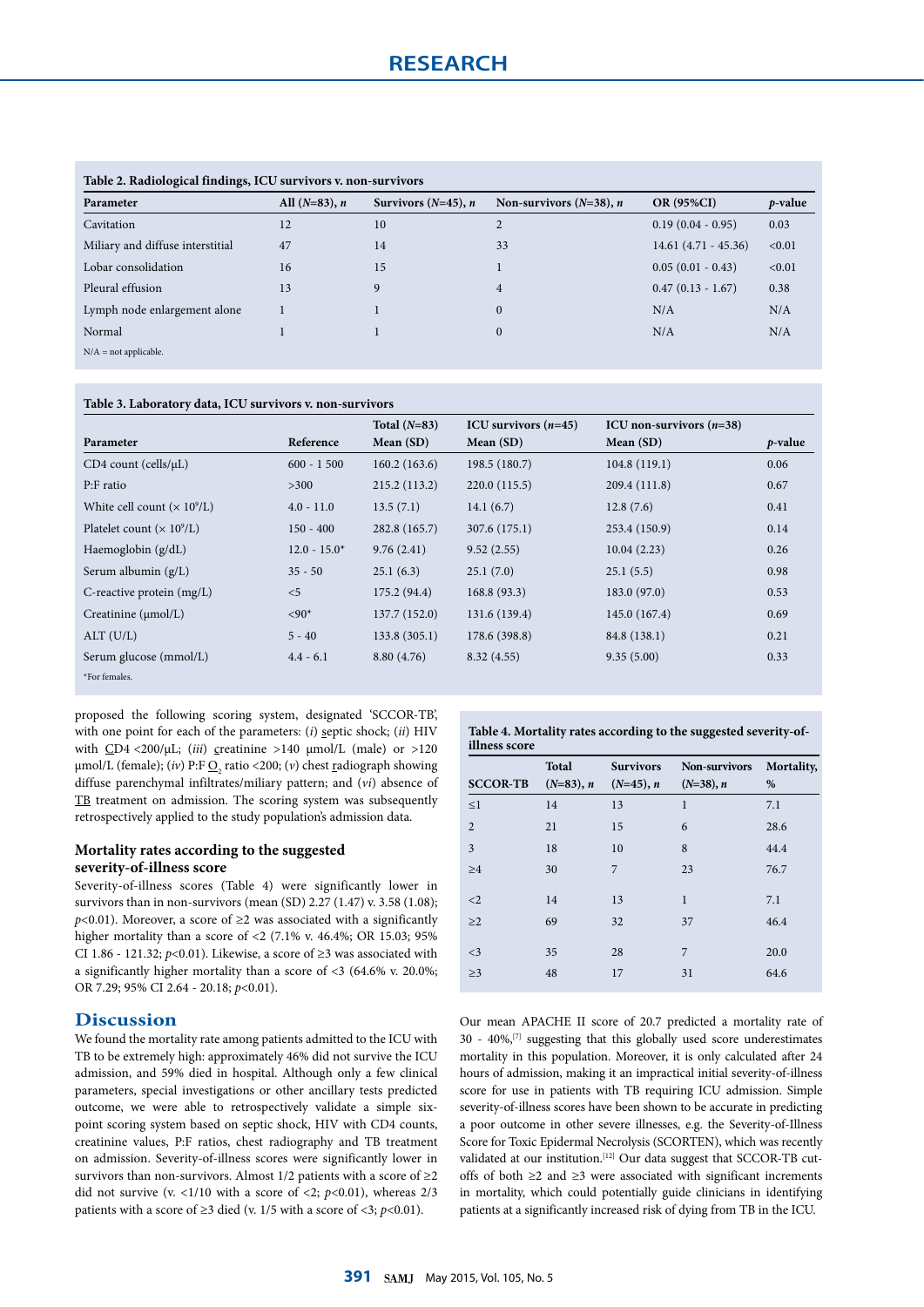**Table 2. Radiological findings, ICU survivors v. non-survivors**

| Parameter | All (*N*=83), *n* | Survivors (*N*=45), *n* | Non-survivors (*N*=38), *n* | OR (95%CI) | *p*-value |
|---|---|---|---|---|---|
| Cavitation | 12 | 10 | 2 | 0.19 (0.04 - 0.95) | 0.03 |
| Miliary and diffuse interstitial | 47 | 14 | 33 | 14.61 (4.71 - 45.36) | <0.01 |
| Lobar consolidation | 16 | 15 | 1 | 0.05 (0.01 - 0.43) | <0.01 |
| Pleural effusion | 13 | 9 | 4 | 0.47 (0.13 - 1.67) | 0.38 |
| Lymph node enlargement alone | 1 | 1 | 0 | N/A | N/A |
| Normal | 1 | 1 | 0 | N/A | N/A |

N/A = not applicable.

**Table 3. Laboratory data, ICU survivors v. non-survivors**

| Parameter | Reference | Total (*N*=83) Mean (SD) | ICU survivors (*n*=45) Mean (SD) | ICU non-survivors (*n*=38) Mean (SD) | *p*-value |
|---|---|---|---|---|---|
| CD4 count (cells/µL) | 600 - 1 500 | 160.2 (163.6) | 198.5 (180.7) | 104.8 (119.1) | 0.06 |
| P:F ratio | >300 | 215.2 (113.2) | 220.0 (115.5) | 209.4 (111.8) | 0.67 |
| White cell count ($\times 10^9$/L) | 4.0 - 11.0 | 13.5 (7.1) | 14.1 (6.7) | 12.8 (7.6) | 0.41 |
| Platelet count ($\times 10^9$/L) | 150 - 400 | 282.8 (165.7) | 307.6 (175.1) | 253.4 (150.9) | 0.14 |
| Haemoglobin (g/dL) | 12.0 - 15.0* | 9.76 (2.41) | 9.52 (2.55) | 10.04 (2.23) | 0.26 |
| Serum albumin (g/L) | 35 - 50 | 25.1 (6.3) | 25.1 (7.0) | 25.1 (5.5) | 0.98 |
| C-reactive protein (mg/L) | <5 | 175.2 (94.4) | 168.8 (93.3) | 183.0 (97.0) | 0.53 |
| Creatinine (µmol/L) | <90* | 137.7 (152.0) | 131.6 (139.4) | 145.0 (167.4) | 0.69 |
| ALT (U/L) | 5 - 40 | 133.8 (305.1) | 178.6 (398.8) | 84.8 (138.1) | 0.21 |
| Serum glucose (mmol/L) | 4.4 - 6.1 | 8.80 (4.76) | 8.32 (4.55) | 9.35 (5.00) | 0.33 |

*For females.

proposed the following scoring system, designated 'SCCOR-TB', with one point for each of the parameters: (*i*) septic shock; (*ii*) HIV with CD4 <200/µL; (*iii*) creatinine >140 µmol/L (male) or >120 µmol/L (female); (*iv*) P:F $O_2$ ratio <200; (*v*) chest radiograph showing diffuse parenchymal infiltrates/miliary pattern; and (*vi*) absence of TB treatment on admission. The scoring system was subsequently retrospectively applied to the study population's admission data.

### Mortality rates according to the suggested severity-of-illness score

Severity-of-illness scores (Table 4) were significantly lower in survivors than in non-survivors (mean (SD) 2.27 (1.47) v. 3.58 (1.08); $p<0.01$). Moreover, a score of ≥2 was associated with a significantly higher mortality than a score of <2 (7.1% v. 46.4%; OR 15.03; 95% CI 1.86 - 121.32; $p<0.01$). Likewise, a score of ≥3 was associated with a significantly higher mortality than a score of <3 (64.6% v. 20.0%; OR 7.29; 95% CI 2.64 - 20.18; $p<0.01$).

**Table 4. Mortality rates according to the suggested severity-of-illness score**

| SCCOR-TB | Total (*N*=83), *n* | Survivors (*N*=45), *n* | Non-survivors (*N*=38), *n* | Mortality, % |
|---|---|---|---|---|
| ≤1 | 14 | 13 | 1 | 7.1 |
| 2 | 21 | 15 | 6 | 28.6 |
| 3 | 18 | 10 | 8 | 44.4 |
| ≥4 | 30 | 7 | 23 | 76.7 |
| <2 | 14 | 13 | 1 | 7.1 |
| ≥2 | 69 | 32 | 37 | 46.4 |
| <3 | 35 | 28 | 7 | 20.0 |
| ≥3 | 48 | 17 | 31 | 64.6 |

## Discussion

We found the mortality rate among patients admitted to the ICU with TB to be extremely high: approximately 46% did not survive the ICU admission, and 59% died in hospital. Although only a few clinical parameters, special investigations or other ancillary tests predicted outcome, we were able to retrospectively validate a simple six-point scoring system based on septic shock, HIV with CD4 counts, creatinine values, P:F ratios, chest radiography and TB treatment on admission. Severity-of-illness scores were significantly lower in survivors than non-survivors. Almost 1/2 patients with a score of ≥2 did not survive (v. <1/10 with a score of <2; $p<0.01$), whereas 2/3 patients with a score of ≥3 died (v. 1/5 with a score of <3; $p<0.01$).

Our mean APACHE II score of 20.7 predicted a mortality rate of 30 - 40%,[7] suggesting that this globally used score underestimates mortality in this population. Moreover, it is only calculated after 24 hours of admission, making it an impractical initial severity-of-illness score for use in patients with TB requiring ICU admission. Simple severity-of-illness scores have been shown to be accurate in predicting a poor outcome in other severe illnesses, e.g. the Severity-of-Illness Score for Toxic Epidermal Necrolysis (SCORTEN), which was recently validated at our institution.[12] Our data suggest that SCCOR-TB cut-offs of both ≥2 and ≥3 were associated with significant increments in mortality, which could potentially guide clinicians in identifying patients at a significantly increased risk of dying from TB in the ICU.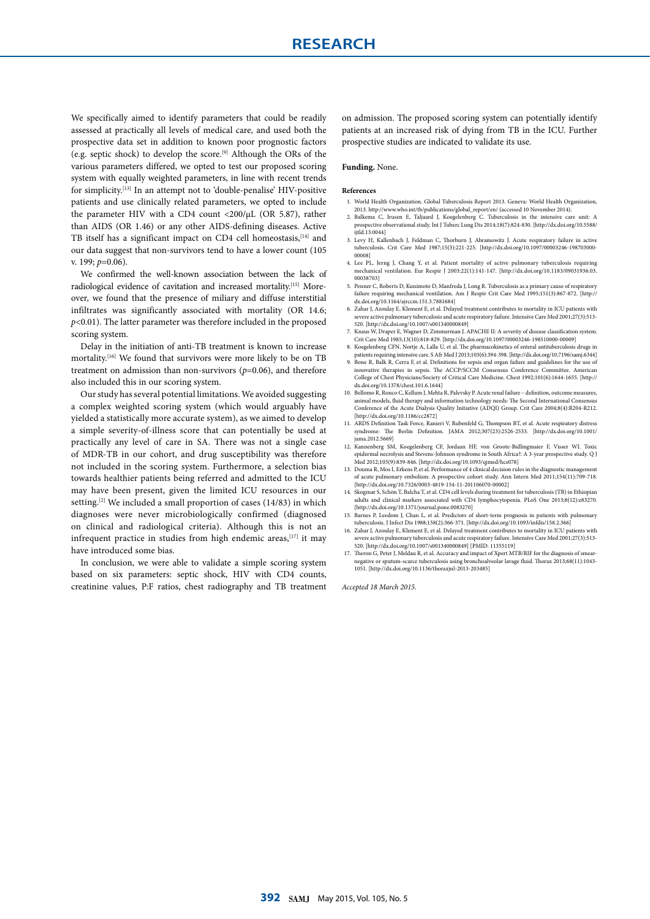We specifically aimed to identify parameters that could be readily assessed at practically all levels of medical care, and used both the prospective data set in addition to known poor prognostic factors (e.g. septic shock) to develop the score.[9] Although the ORs of the various parameters differed, we opted to test our proposed scoring system with equally weighted parameters, in line with recent trends for simplicity.[13] In an attempt not to 'double-penalise' HIV-positive patients and use clinically related parameters, we opted to include the parameter HIV with a CD4 count <200/µL (OR 5.87), rather than AIDS (OR 1.46) or any other AIDS-defining diseases. Active TB itself has a significant impact on CD4 cell homeostasis,[14] and our data suggest that non-survivors tend to have a lower count (105 v. 199; $p$=0.06).

We confirmed the well-known association between the lack of radiological evidence of cavitation and increased mortality.[15] Moreover, we found that the presence of miliary and diffuse interstitial infiltrates was significantly associated with mortality (OR 14.6; $p$<0.01). The latter parameter was therefore included in the proposed scoring system.

Delay in the initiation of anti-TB treatment is known to increase mortality.[16] We found that survivors were more likely to be on TB treatment on admission than non-survivors ($p$=0.06), and therefore also included this in our scoring system.

Our study has several potential limitations. We avoided suggesting a complex weighted scoring system (which would arguably have yielded a statistically more accurate system), as we aimed to develop a simple severity-of-illness score that can potentially be used at practically any level of care in SA. There was not a single case of MDR-TB in our cohort, and drug susceptibility was therefore not included in the scoring system. Furthermore, a selection bias towards healthier patients being referred and admitted to the ICU may have been present, given the limited ICU resources in our setting.[2] We included a small proportion of cases (14/83) in which diagnoses were never microbiologically confirmed (diagnosed on clinical and radiological criteria). Although this is not an infrequent practice in studies from high endemic areas,[17] it may have introduced some bias.

In conclusion, we were able to validate a simple scoring system based on six parameters: septic shock, HIV with CD4 counts, creatinine values, P:F ratios, chest radiography and TB treatment on admission. The proposed scoring system can potentially identify patients at an increased risk of dying from TB in the ICU. Further prospective studies are indicated to validate its use.

**Funding.** None.

**References**

1. World Health Organization. Global Tuberculosis Report 2013. Geneva: World Health Organization, 2013. http://www.who.int/tb/publications/global_report/en/ (accessed 10 November 2014).
2. Balkema C, Irusen E, Taljaard J, Koegelenberg C. Tuberculosis in the intensive care unit: A prospective observational study. Int J Tuberc Lung Dis 2014;18(7):824-830. [http://dx.doi.org/10.5588/ijtld.13.0044]
3. Levy H, Kallenbach J, Feldman C, Thorburn J, Abramowitz J. Acute respiratory failure in active tuberculosis. Crit Care Med 1987;15(3):221-225. [http://dx.doi.org/10.1097/00003246-198703000-00008]
4. Lee PL, Jerng J, Chang Y, et al. Patient mortality of active pulmonary tuberculosis requiring mechanical ventilation. Eur Respir J 2003;22(1):141-147. [http://dx.doi.org/10.1183/09031936.03.00038703]
5. Penner C, Roberts D, Kunimoto D, Manfreda J, Long R. Tuberculosis as a primary cause of respiratory failure requiring mechanical ventilation. Am J Respir Crit Care Med 1995;151(3):867-872. [http://dx.doi.org/10.1164/ajrccm.151.3.7881684]
6. Zahar J, Azoulay E, Klement E, et al. Delayed treatment contributes to mortality in ICU patients with severe active pulmonary tuberculosis and acute respiratory failure. Intensive Care Med 2001;27(3):513-520. [http://dx.doi.org/10.1007/s001340000849]
7. Knaus W, Draper E, Wagner D, Zimmerman J. APACHE II: A severity of disease classification system. Crit Care Med 1985;13(10):818-829. [http://dx.doi.org/10.1097/00003246-198510000-00009]
8. Koegelenberg CFN, Nortje A, Lalla U, et al. The pharmacokinetics of enteral antituberculosis drugs in patients requiring intensive care. S Afr Med J 2013;103(6):394-398. [http://dx.doi.org/10.7196/samj.6344]
9. Bone R, Balk R, Cerra F, et al. Definitions for sepsis and organ failure and guidelines for the use of innovative therapies in sepsis. The ACCP/SCCM Consensus Conference Committee. American College of Chest Physicians/Society of Critical Care Medicine. Chest 1992;101(6):1644-1655. [http://dx.doi.org/10.1378/chest.101.6.1644]
10. Bellomo R, Ronco C, Kellum J, Mehta R, Palevsky P. Acute renal failure – definition, outcome measures, animal models, fluid therapy and information technology needs: The Second International Consensus Conference of the Acute Dialysis Quality Initiative (ADQI) Group. Crit Care 2004;8(4):R204-R212. [http://dx.doi.org/10.1186/cc2872]
11. ARDS Definition Task Force, Ranieri V, Rubenfeld G, Thompson BT, et al. Acute respiratory distress syndrome: The Berlin Definition. JAMA 2012;307(23):2526-2533. [http://dx.doi.org/10.1001/jama.2012.5669]
12. Kannenberg SM, Koegelenberg CF, Jordaan HF, von Groote-Bidlingmaier F, Visser WI. Toxic epidermal necrolysis and Stevens-Johnson syndrome in South Africa?: A 3-year prospective study. Q J Med 2012;105(9):839-846. [http://dx.doi.org/10.1093/qjmed/hcs078]
13. Douma R, Mos I, Erkens P, et al. Performance of 4 clinical decision rules in the diagnostic management of acute pulmonary embolism: A prospective cohort study. Ann Intern Med 2011;154(11):709-718. [http://dx.doi.org/10.7326/0003-4819-154-11-201106070-00002]
14. Skogmar S, Schön T, Balcha T, et al. CD4 cell levels during treatment for tuberculosis (TB) in Ethiopian adults and clinical markers associated with CD4 lymphocytopenia. PLoS One 2013;8(12):e83270. [http://dx.doi.org/10.1371/journal.pone.0083270]
15. Barnes P, Leedom J, Chan L, et al. Predictors of short-term prognosis in patients with pulmonary tuberculosis. J Infect Dis 1988;158(2):366-371. [http://dx.doi.org/10.1093/infdis/158.2.366]
16. Zahar J, Azoulay E, Klement E, et al. Delayed treatment contributes to mortality in ICU patients with severe active pulmonary tuberculosis and acute respiratory failure. Intensive Care Med 2001;27(3):513-520. [http://dx.doi.org/10.1007/s001340000849] [PMID: 11355119]
17. Theron G, Peter J, Meldau R, et al. Accuracy and impact of Xpert MTB/RIF for the diagnosis of smear-negative or sputum-scarce tuberculosis using bronchoalveolar lavage fluid. Thorax 2013;68(11):1043-1051. [http://dx.doi.org/10.1136/thoraxjnl-2013-203485]

*Accepted 18 March 2015.*